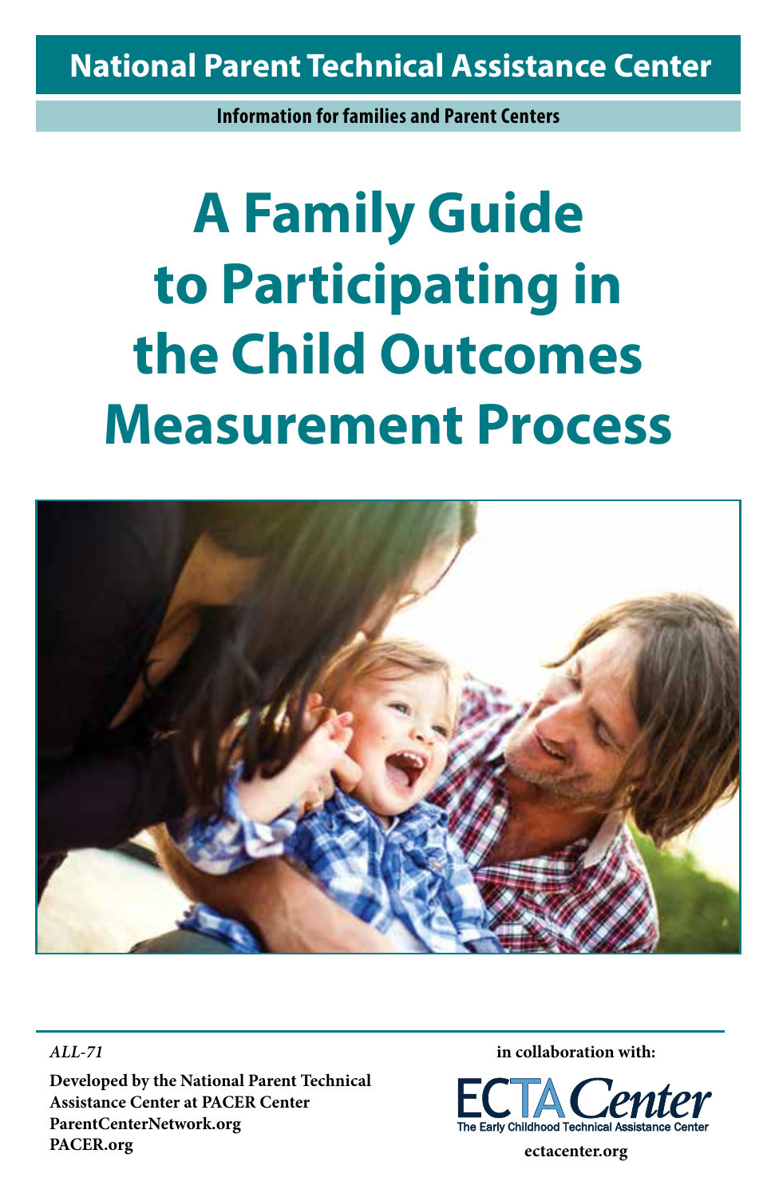National Parent Technical Assistance Center

**Information for families and Parent Centers**

# A Family Guide to Participating in the Child Outcomes Measurement Process

*ALL-71*

**Developed by the National Parent Technical Assistance Center at PACER Center**
**ParentCenterNetwork.org**
**PACER.org**

**in collaboration with:**

ECTA Center
The Early Childhood Technical Assistance Center

**ectacenter.org**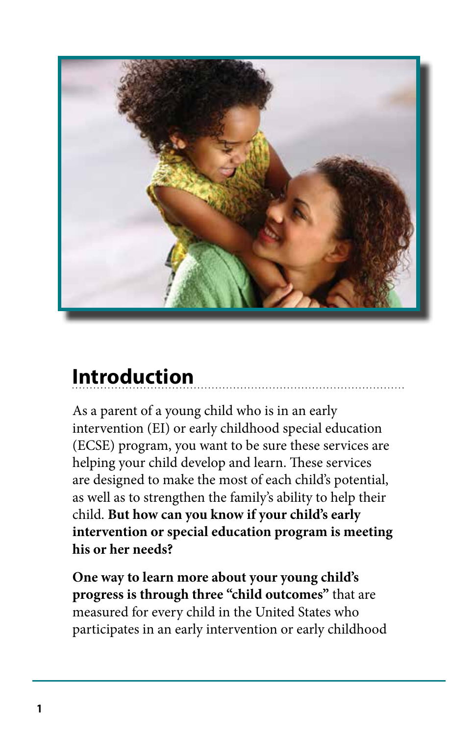## Introduction

As a parent of a young child who is in an early intervention (EI) or early childhood special education (ECSE) program, you want to be sure these services are helping your child develop and learn. These services are designed to make the most of each child's potential, as well as to strengthen the family's ability to help their child. **But how can you know if your child's early intervention or special education program is meeting his or her needs?**

**One way to learn more about your young child's progress is through three "child outcomes"** that are measured for every child in the United States who participates in an early intervention or early childhood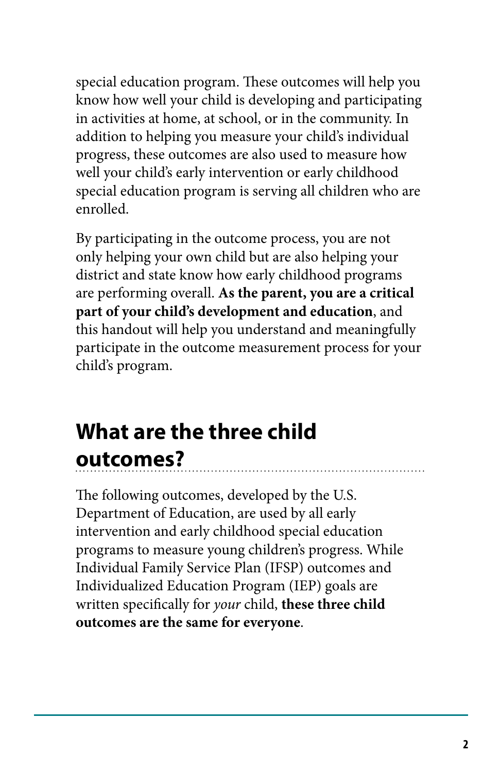special education program. These outcomes will help you know how well your child is developing and participating in activities at home, at school, or in the community. In addition to helping you measure your child's individual progress, these outcomes are also used to measure how well your child's early intervention or early childhood special education program is serving all children who are enrolled.

By participating in the outcome process, you are not only helping your own child but are also helping your district and state know how early childhood programs are performing overall. **As the parent, you are a critical part of your child's development and education**, and this handout will help you understand and meaningfully participate in the outcome measurement process for your child's program.

## What are the three child outcomes?

The following outcomes, developed by the U.S. Department of Education, are used by all early intervention and early childhood special education programs to measure young children's progress. While Individual Family Service Plan (IFSP) outcomes and Individualized Education Program (IEP) goals are written specifically for *your* child, **these three child outcomes are the same for everyone**.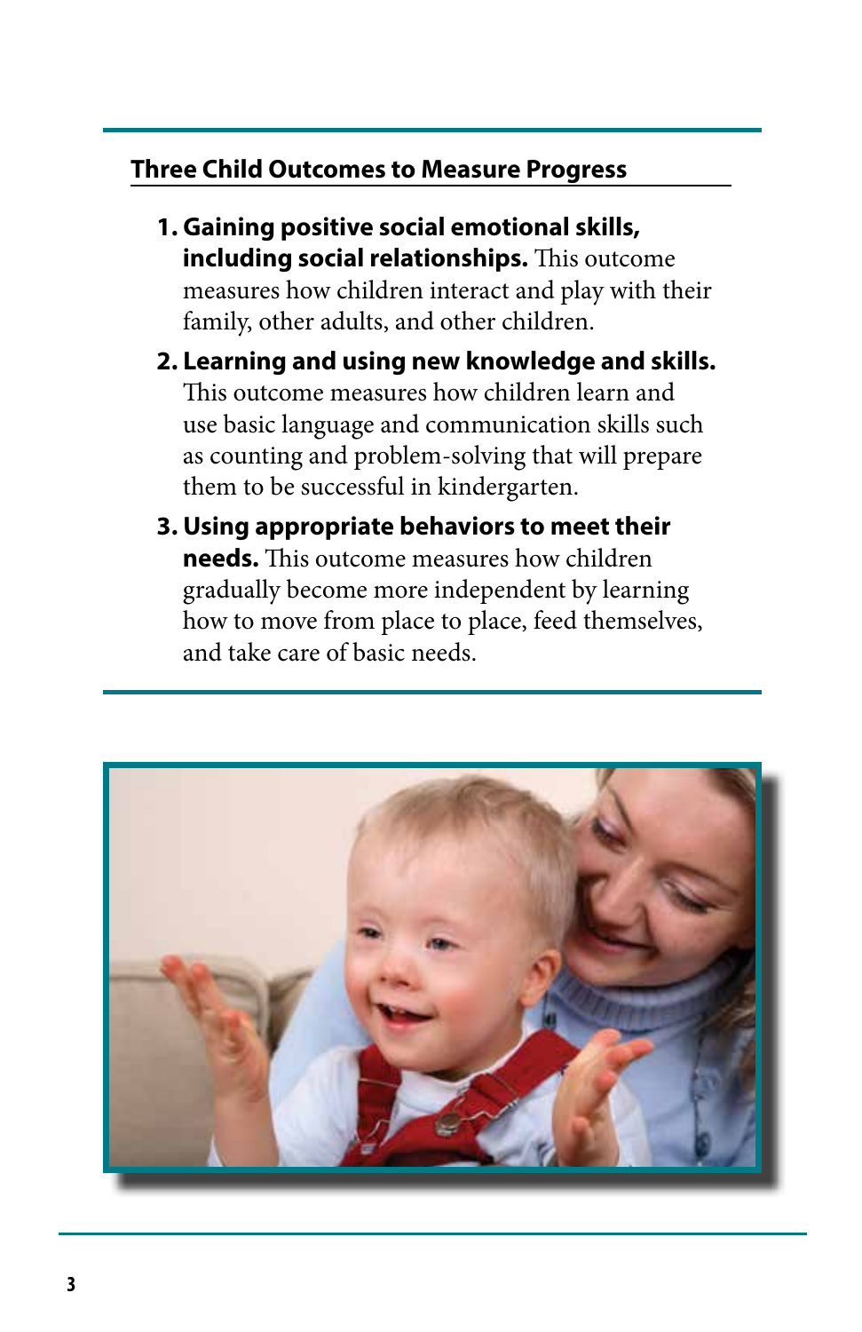## Three Child Outcomes to Measure Progress

1. **Gaining positive social emotional skills, including social relationships.** This outcome measures how children interact and play with their family, other adults, and other children.
2. **Learning and using new knowledge and skills.** This outcome measures how children learn and use basic language and communication skills such as counting and problem-solving that will prepare them to be successful in kindergarten.
3. **Using appropriate behaviors to meet their needs.** This outcome measures how children gradually become more independent by learning how to move from place to place, feed themselves, and take care of basic needs.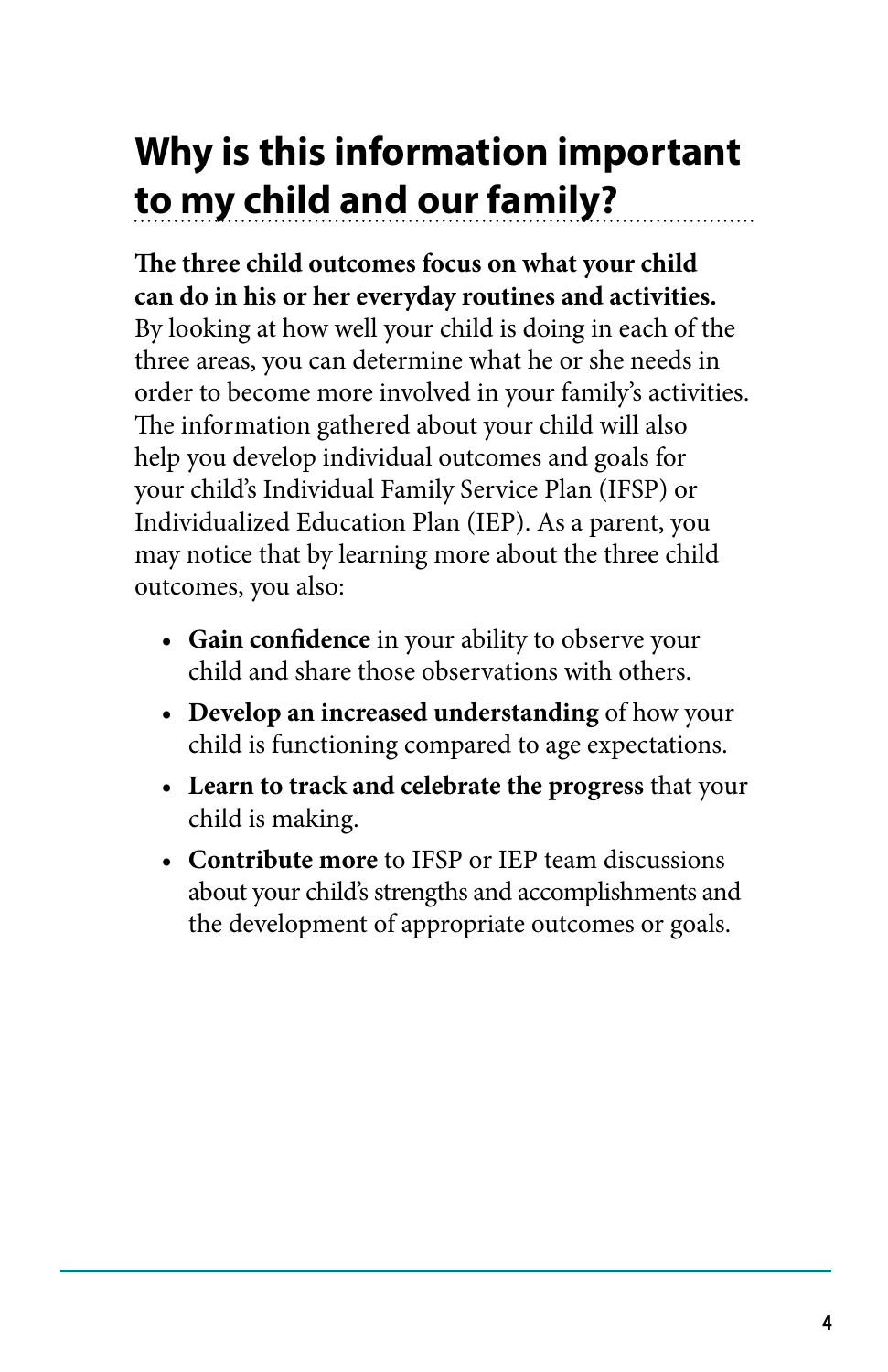## Why is this information important to my child and our family?

**The three child outcomes focus on what your child can do in his or her everyday routines and activities.** By looking at how well your child is doing in each of the three areas, you can determine what he or she needs in order to become more involved in your family's activities. The information gathered about your child will also help you develop individual outcomes and goals for your child's Individual Family Service Plan (IFSP) or Individualized Education Plan (IEP). As a parent, you may notice that by learning more about the three child outcomes, you also:

- **Gain confidence** in your ability to observe your child and share those observations with others.
- **Develop an increased understanding** of how your child is functioning compared to age expectations.
- **Learn to track and celebrate the progress** that your child is making.
- **Contribute more** to IFSP or IEP team discussions about your child's strengths and accomplishments and the development of appropriate outcomes or goals.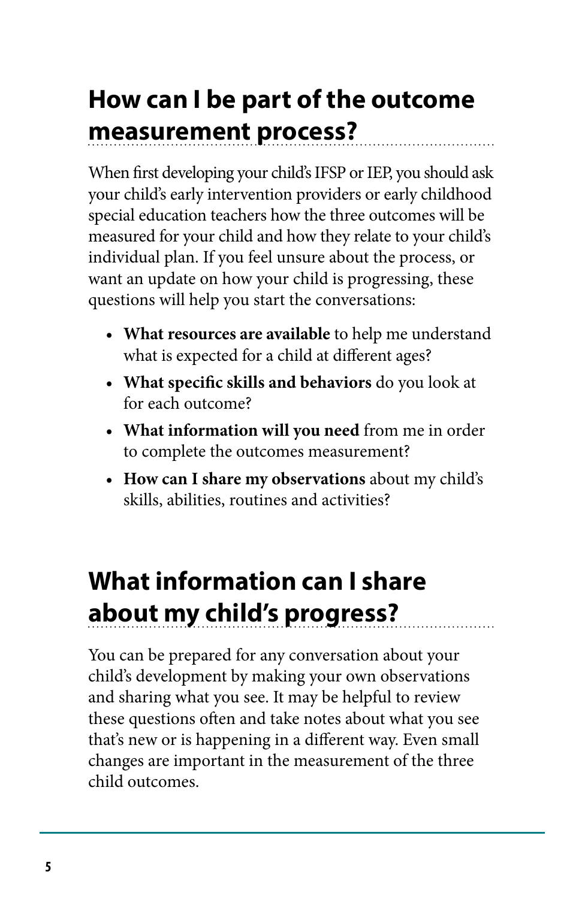## How can I be part of the outcome measurement process?

When first developing your child's IFSP or IEP, you should ask your child's early intervention providers or early childhood special education teachers how the three outcomes will be measured for your child and how they relate to your child's individual plan. If you feel unsure about the process, or want an update on how your child is progressing, these questions will help you start the conversations:

- **What resources are available** to help me understand what is expected for a child at different ages?
- **What specific skills and behaviors** do you look at for each outcome?
- **What information will you need** from me in order to complete the outcomes measurement?
- **How can I share my observations** about my child's skills, abilities, routines and activities?

## What information can I share about my child's progress?

You can be prepared for any conversation about your child's development by making your own observations and sharing what you see. It may be helpful to review these questions often and take notes about what you see that's new or is happening in a different way. Even small changes are important in the measurement of the three child outcomes.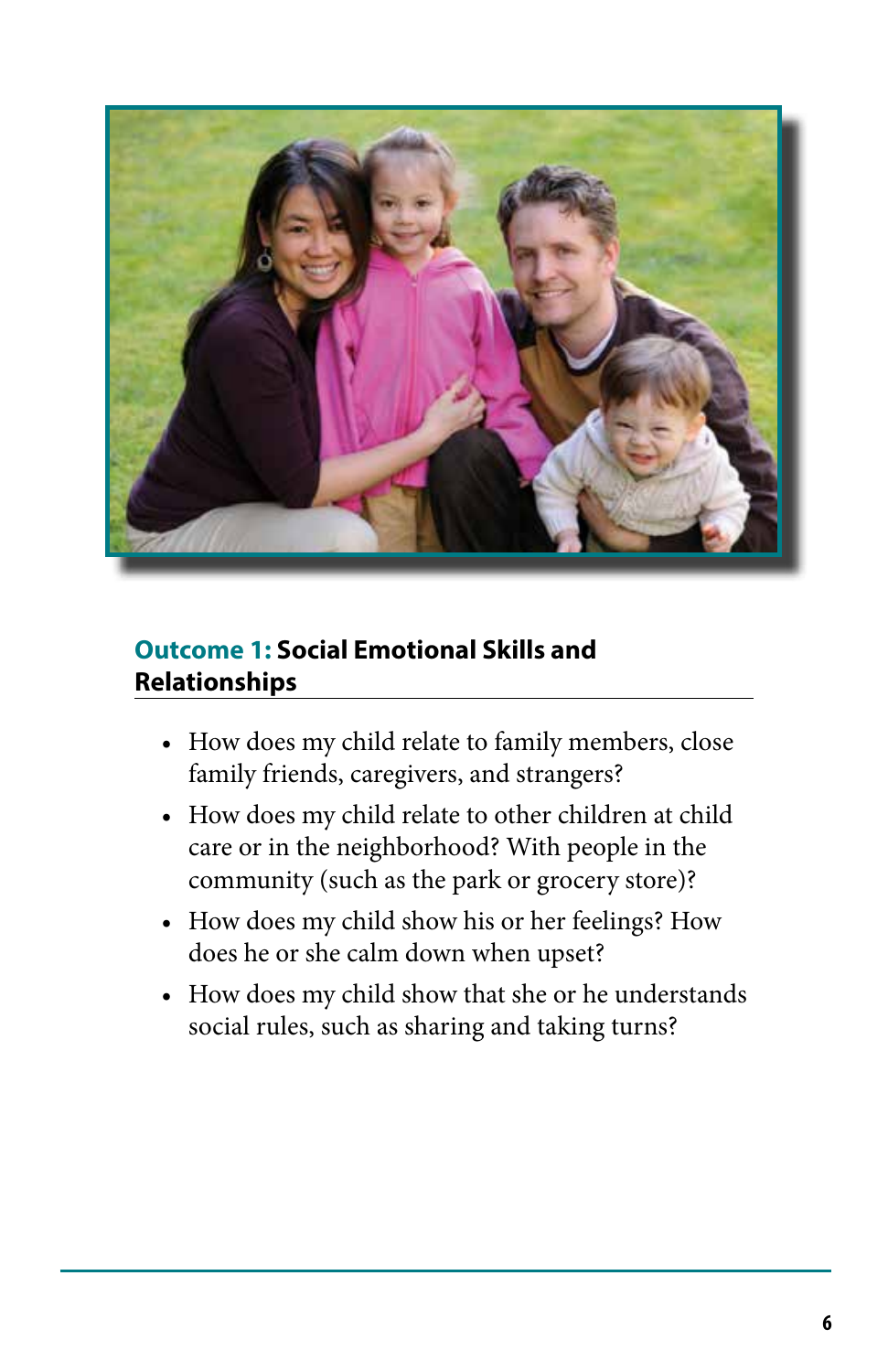## Outcome 1: Social Emotional Skills and Relationships

- How does my child relate to family members, close family friends, caregivers, and strangers?
- How does my child relate to other children at child care or in the neighborhood? With people in the community (such as the park or grocery store)?
- How does my child show his or her feelings? How does he or she calm down when upset?
- How does my child show that she or he understands social rules, such as sharing and taking turns?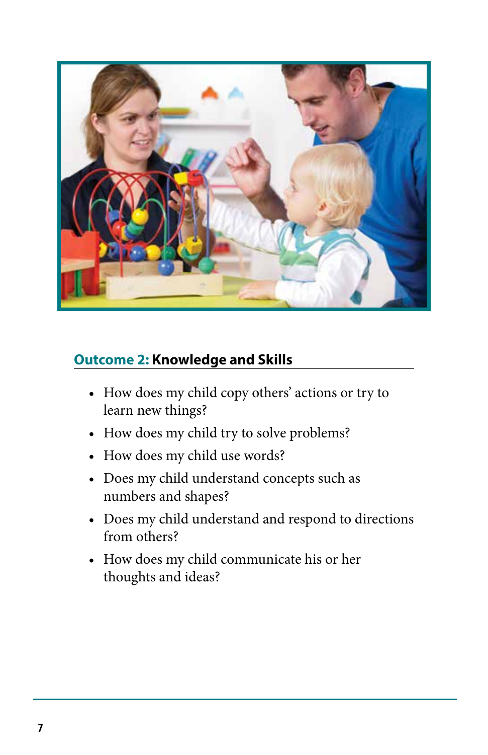## **Outcome 2:** Knowledge and Skills

- How does my child copy others' actions or try to learn new things?
- How does my child try to solve problems?
- How does my child use words?
- Does my child understand concepts such as numbers and shapes?
- Does my child understand and respond to directions from others?
- How does my child communicate his or her thoughts and ideas?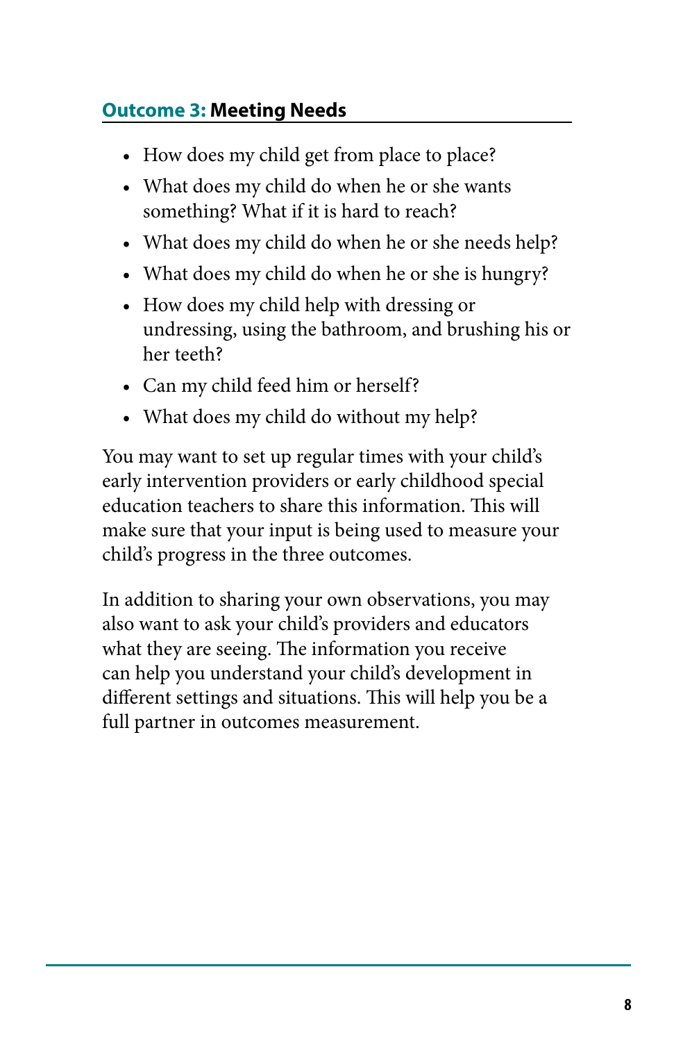### **Outcome 3:** Meeting Needs

- How does my child get from place to place?
- What does my child do when he or she wants something? What if it is hard to reach?
- What does my child do when he or she needs help?
- What does my child do when he or she is hungry?
- How does my child help with dressing or undressing, using the bathroom, and brushing his or her teeth?
- Can my child feed him or herself?
- What does my child do without my help?

You may want to set up regular times with your child's early intervention providers or early childhood special education teachers to share this information. This will make sure that your input is being used to measure your child's progress in the three outcomes.

In addition to sharing your own observations, you may also want to ask your child's providers and educators what they are seeing. The information you receive can help you understand your child's development in different settings and situations. This will help you be a full partner in outcomes measurement.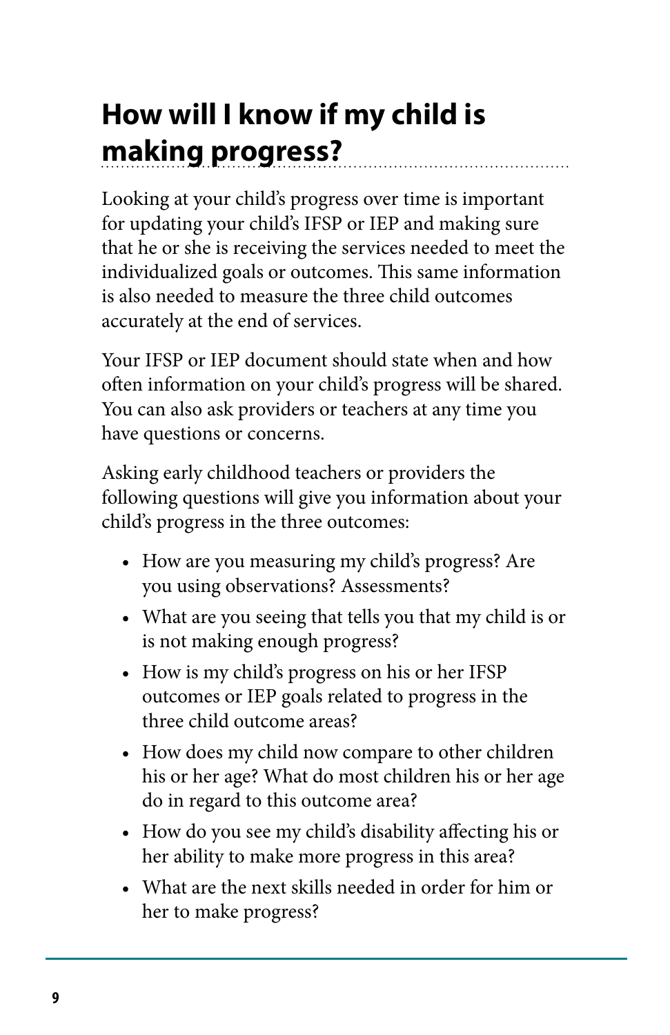## How will I know if my child is making progress?

Looking at your child's progress over time is important for updating your child's IFSP or IEP and making sure that he or she is receiving the services needed to meet the individualized goals or outcomes. This same information is also needed to measure the three child outcomes accurately at the end of services.

Your IFSP or IEP document should state when and how often information on your child's progress will be shared. You can also ask providers or teachers at any time you have questions or concerns.

Asking early childhood teachers or providers the following questions will give you information about your child's progress in the three outcomes:

- How are you measuring my child's progress? Are you using observations? Assessments?
- What are you seeing that tells you that my child is or is not making enough progress?
- How is my child's progress on his or her IFSP outcomes or IEP goals related to progress in the three child outcome areas?
- How does my child now compare to other children his or her age? What do most children his or her age do in regard to this outcome area?
- How do you see my child's disability affecting his or her ability to make more progress in this area?
- What are the next skills needed in order for him or her to make progress?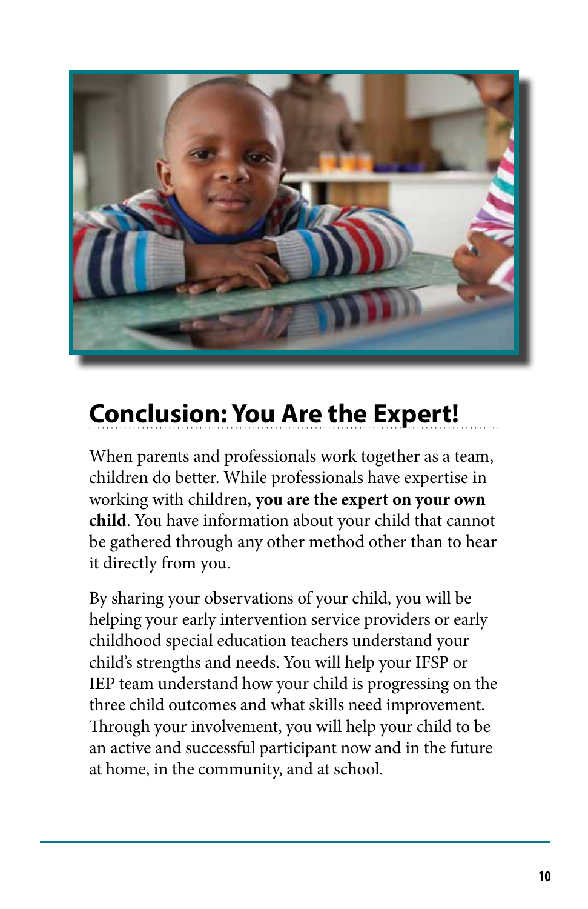## Conclusion: You Are the Expert!

When parents and professionals work together as a team, children do better. While professionals have expertise in working with children, **you are the expert on your own child**. You have information about your child that cannot be gathered through any other method other than to hear it directly from you.

By sharing your observations of your child, you will be helping your early intervention service providers or early childhood special education teachers understand your child's strengths and needs. You will help your IFSP or IEP team understand how your child is progressing on the three child outcomes and what skills need improvement. Through your involvement, you will help your child to be an active and successful participant now and in the future at home, in the community, and at school.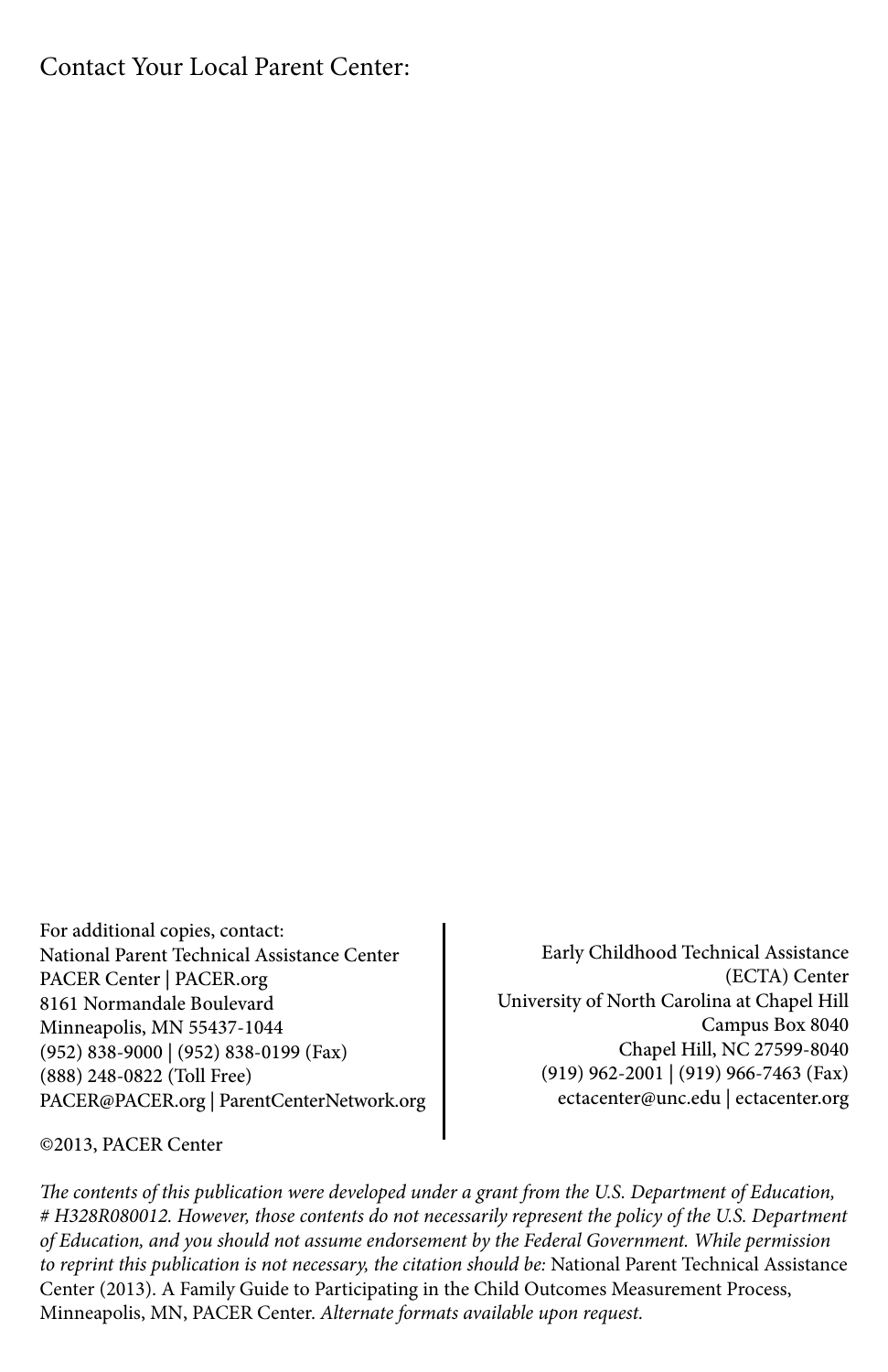Contact Your Local Parent Center:

For additional copies, contact:
National Parent Technical Assistance Center
PACER Center | PACER.org
8161 Normandale Boulevard
Minneapolis, MN 55437-1044
(952) 838-9000 | (952) 838-0199 (Fax)
(888) 248-0822 (Toll Free)
PACER@PACER.org | ParentCenterNetwork.org

Early Childhood Technical Assistance (ECTA) Center
University of North Carolina at Chapel Hill
Campus Box 8040
Chapel Hill, NC 27599-8040
(919) 962-2001 | (919) 966-7463 (Fax)
ectacenter@unc.edu | ectacenter.org

©2013, PACER Center

*The contents of this publication were developed under a grant from the U.S. Department of Education, # H328R080012. However, those contents do not necessarily represent the policy of the U.S. Department of Education, and you should not assume endorsement by the Federal Government. While permission to reprint this publication is not necessary, the citation should be:* National Parent Technical Assistance Center (2013). A Family Guide to Participating in the Child Outcomes Measurement Process, Minneapolis, MN, PACER Center. *Alternate formats available upon request.*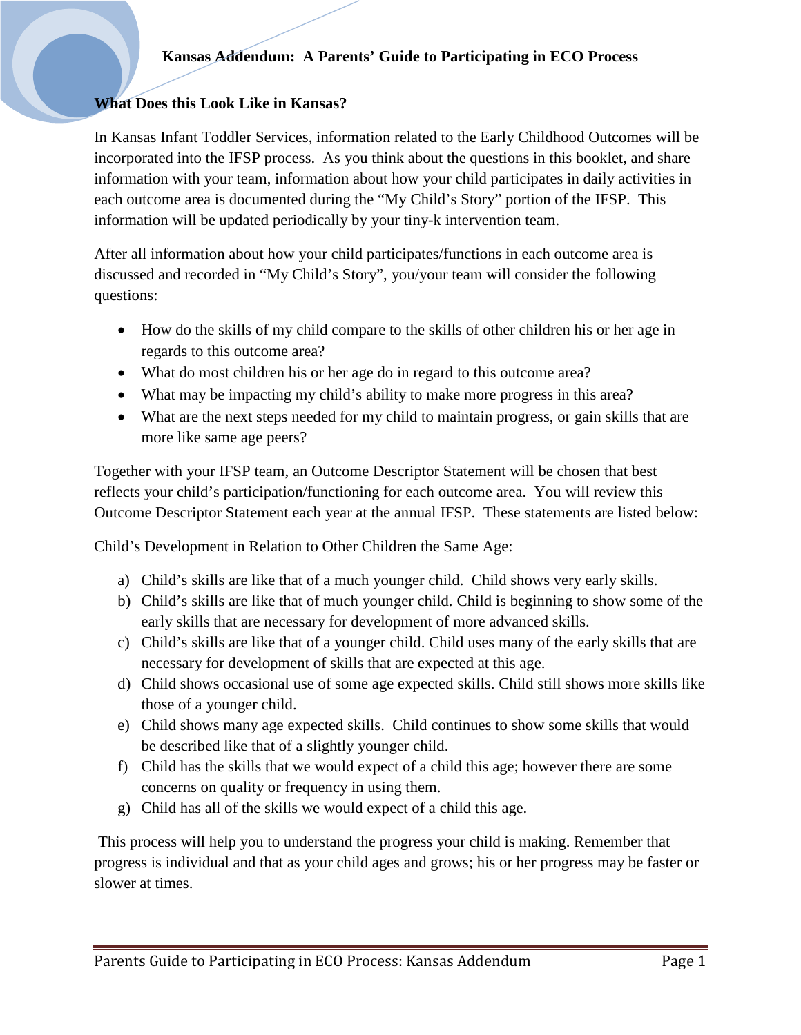# Kansas Addendum: A Parents' Guide to Participating in ECO Process

## What Does this Look Like in Kansas?

In Kansas Infant Toddler Services, information related to the Early Childhood Outcomes will be incorporated into the IFSP process. As you think about the questions in this booklet, and share information with your team, information about how your child participates in daily activities in each outcome area is documented during the "My Child's Story" portion of the IFSP. This information will be updated periodically by your tiny-k intervention team.

After all information about how your child participates/functions in each outcome area is discussed and recorded in "My Child's Story", you/your team will consider the following questions:

- How do the skills of my child compare to the skills of other children his or her age in regards to this outcome area?
- What do most children his or her age do in regard to this outcome area?
- What may be impacting my child's ability to make more progress in this area?
- What are the next steps needed for my child to maintain progress, or gain skills that are more like same age peers?

Together with your IFSP team, an Outcome Descriptor Statement will be chosen that best reflects your child's participation/functioning for each outcome area. You will review this Outcome Descriptor Statement each year at the annual IFSP. These statements are listed below:

Child's Development in Relation to Other Children the Same Age:

a) Child's skills are like that of a much younger child. Child shows very early skills.
b) Child's skills are like that of much younger child. Child is beginning to show some of the early skills that are necessary for development of more advanced skills.
c) Child's skills are like that of a younger child. Child uses many of the early skills that are necessary for development of skills that are expected at this age.
d) Child shows occasional use of some age expected skills. Child still shows more skills like those of a younger child.
e) Child shows many age expected skills. Child continues to show some skills that would be described like that of a slightly younger child.
f) Child has the skills that we would expect of a child this age; however there are some concerns on quality or frequency in using them.
g) Child has all of the skills we would expect of a child this age.

This process will help you to understand the progress your child is making. Remember that progress is individual and that as your child ages and grows; his or her progress may be faster or slower at times.